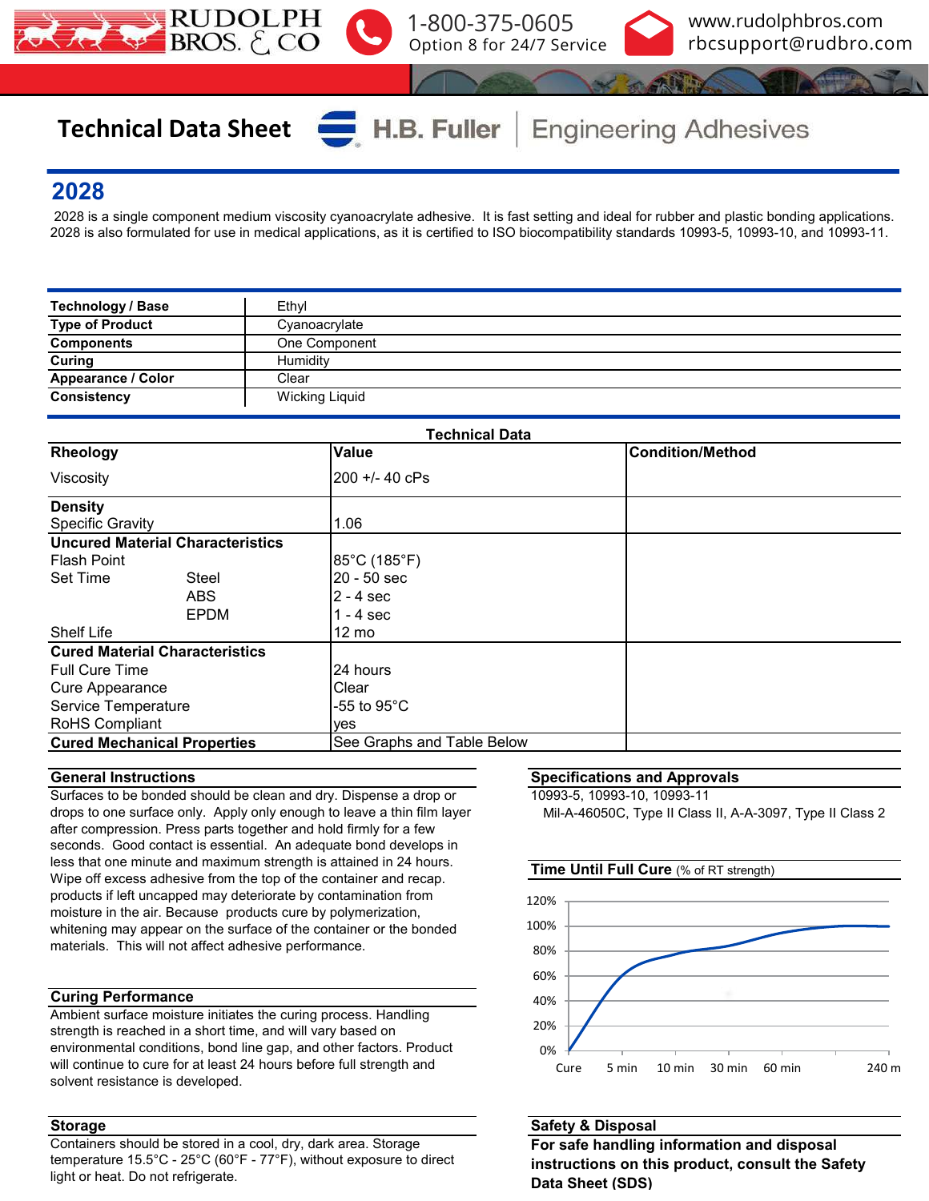Technical Data Sheet — H.B. Fuller | Engineering Adhesives

# 2028

2028 is a single component medium viscosity cyanoacrylate adhesive. It is fast setting and ideal for rubber and plastic bonding applications. 2028 is also formulated for use in medical applications, as it is certified to ISO biocompatibility standards 10993-5, 10993-10, and 10993-11.

| | |
|---|---|
| **Technology / Base** | Ethyl |
| **Type of Product** | Cyanoacrylate |
| **Components** | One Component |
| **Curing** | Humidity |
| **Appearance / Color** | Clear |
| **Consistency** | Wicking Liquid |

**Technical Data**

| **Rheology** | **Value** | **Condition/Method** |
|---|---|---|
| Viscosity | 200 +/- 40 cPs | |
| **Density** | | |
| Specific Gravity | 1.06 | |
| **Uncured Material Characteristics** | | |
| Flash Point | 85°C (185°F) | |
| Set Time — Steel | 20 - 50 sec | |
| Set Time — ABS | 2 - 4 sec | |
| Set Time — EPDM | 1 - 4 sec | |
| Shelf Life | 12 mo | |
| **Cured Material Characteristics** | | |
| Full Cure Time | 24 hours | |
| Cure Appearance | Clear | |
| Service Temperature | -55 to 95°C | |
| RoHS Compliant | yes | |
| **Cured Mechanical Properties** | See Graphs and Table Below | |

## General Instructions

Surfaces to be bonded should be clean and dry. Dispense a drop or drops to one surface only. Apply only enough to leave a thin film layer after compression. Press parts together and hold firmly for a few seconds. Good contact is essential. An adequate bond develops in less that one minute and maximum strength is attained in 24 hours. Wipe off excess adhesive from the top of the container and recap. products if left uncapped may deteriorate by contamination from moisture in the air. Because products cure by polymerization, whitening may appear on the surface of the container or the bonded materials. This will not affect adhesive performance.

## Curing Performance

Ambient surface moisture initiates the curing process. Handling strength is reached in a short time, and will vary based on environmental conditions, bond line gap, and other factors. Product will continue to cure for at least 24 hours before full strength and solvent resistance is developed.

## Storage

Containers should be stored in a cool, dry, dark area. Storage temperature 15.5°C - 25°C (60°F - 77°F), without exposure to direct light or heat. Do not refrigerate.

## Specifications and Approvals

10993-5, 10993-10, 10993-11

Mil-A-46050C, Type II Class II, A-A-3097, Type II Class 2

## Time Until Full Cure (% of RT strength)

Y-axis: 0%, 20%, 40%, 60%, 80%, 100%, 120%

X-axis: Cure, 5 min, 10 min, 30 min, 60 min, 240 m

## Safety & Disposal

**For safe handling information and disposal instructions on this product, consult the Safety Data Sheet (SDS)**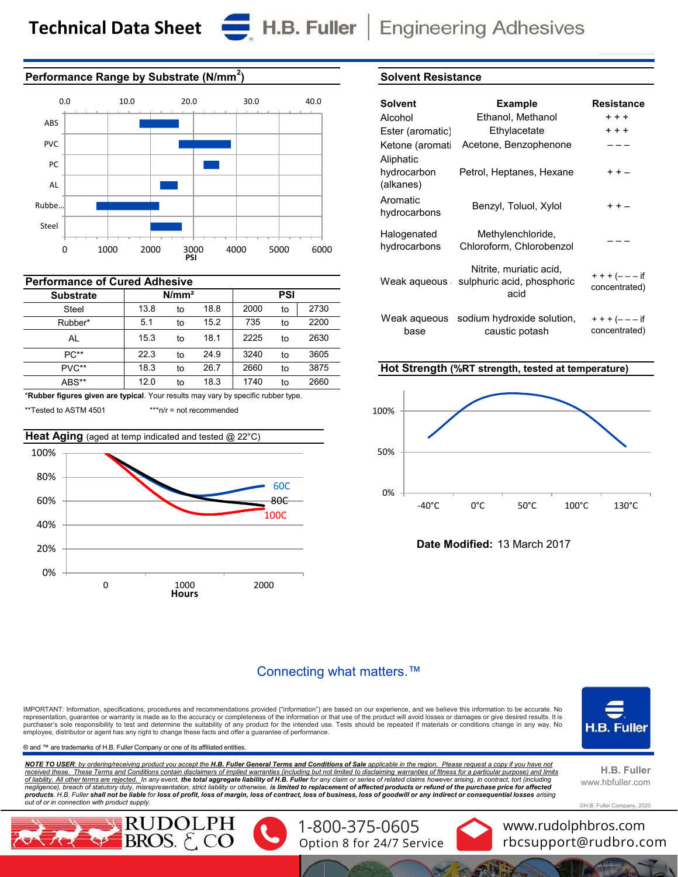## Performance Range by Substrate (N/mm²)

0.0
10.0
20.0
30.0
40.0

ABS
PVC
PC
AL
Rubbe...
Steel

0
1000
2000
3000
4000
5000
6000
PSI

## Performance of Cured Adhesive

| Substrate | N/mm² | | | PSI | | |
|---|---|---|---|---|---|---|
| Steel | 13.8 | to | 18.8 | 2000 | to | 2730 |
| Rubber* | 5.1 | to | 15.2 | 735 | to | 2200 |
| AL | 15.3 | to | 18.1 | 2225 | to | 2630 |
| PC** | 22.3 | to | 24.9 | 3240 | to | 3605 |
| PVC** | 18.3 | to | 26.7 | 2660 | to | 3875 |
| ABS** | 12.0 | to | 18.3 | 1740 | to | 2660 |

*__Rubber figures given are typical__. Your results may vary by specific rubber type.

**Tested to ASTM 4501 ***n/r = not recommended

## Heat Aging (aged at temp indicated and tested @ 22°C)

100%
80%
60%
40%
20%
0%

0
1000
2000
Hours

60C
80C
100C

## Solvent Resistance

| Solvent | Example | Resistance |
|---|---|---|
| Alcohol | Ethanol, Methanol | + + + |
| Ester (aromatic) | Ethylacetate | + + + |
| Ketone (aromati | Acetone, Benzophenone | – – – |
| Aliphatic hydrocarbon (alkanes) | Petrol, Heptanes, Hexane | + + – |
| Aromatic hydrocarbons | Benzyl, Toluol, Xylol | + + – |
| Halogenated hydrocarbons | Methylenchloride, Chloroform, Chlorobenzol | – – – |
| Weak aqueous | Nitrite, muriatic acid, sulphuric acid, phosphoric acid | + + + (– – – if concentrated) |
| Weak aqueous base | sodium hydroxide solution, caustic potash | + + + (– – – if concentrated) |

## Hot Strength (%RT strength, tested at temperature)

100%
50%
0%

-40°C
0°C
50°C
100°C
130°C

**Date Modified:** 13 March 2017

Connecting what matters.™

IMPORTANT: Information, specifications, procedures and recommendations provided ("information") are based on our experience, and we believe this information to be accurate. No representation, guarantee or warranty is made as to the accuracy or completeness of the information or that use of the product will avoid losses or damages or give desired results. It is purchaser's sole responsibility to test and determine the suitability of any product for the intended use. Tests should be repeated if materials or conditions change in any way. No employee, distributor or agent has any right to change these facts and offer a guarantee of performance.

® and ™ are trademarks of H.B. Fuller Company or one of its affiliated entities.

***NOTE TO USER**: by ordering/receiving product you accept the **H.B. Fuller General Terms and Conditions of Sale** applicable in the region. Please request a copy if you have not received these. These Terms and Conditions contain disclaimers of implied warranties (including but not limited to disclaiming warranties of fitness for a particular purpose) and limits of liability. All other terms are rejected. In any event, **the total aggregate liability of H.B. Fuller** for any claim or series of related claims however arising, in contract, tort (including negligence), breach of statutory duty, misrepresentation, strict liability or otherwise, **is limited to replacement of affected products or refund of the purchase price for affected products**. H.B. Fuller **shall not be liable** for **loss of profit, loss of margin, loss of contract, loss of business, loss of goodwill or any indirect or consequential losses** arising out of or in connection with product supply.*

H.B. Fuller
www.hbfuller.com

©H.B. Fuller Company, 2020

RUDOLPH BROS. & CO
1-800-375-0605
Option 8 for 24/7 Service
www.rudolphbros.com
rbcsupport@rudbro.com